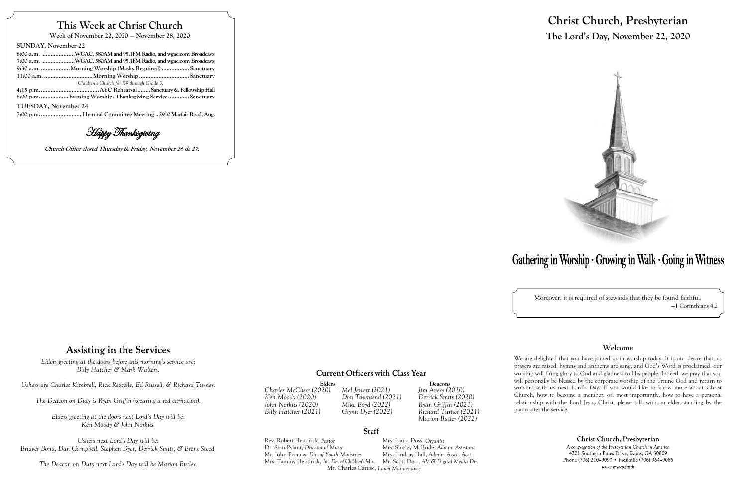## This Week at Christ Church

**Week of November 22, 2020 — November 28, 2020**

**SUNDAY, November 22**

6:00 a.m. ....................WGAC, 580AM and 95.1FM Radio, and wgac.com Broadcasts
7:00 a.m. ....................WGAC, 580AM and 95.1FM Radio, and wgac.com Broadcasts
9:30 a.m. ..................Morning Worship (Masks Required) .................Sanctuary
11:00 a.m. .............................Morning Worship ...............................Sanctuary
*Children's Church for K4 through Grade 3.*
4:15 p.m. ....................................AYC Rehearsal........Sanctuary & Fellowship Hall
6:00 p.m. .................Evening Worship: Thanksgiving Service.............Sanctuary

**TUESDAY, November 24**

7:00 p.m. ......................... Hymnal Committee Meeting .. 2910 Mayfair Road, Aug.

*Happy Thanksgiving*

***Church Office closed Thursday & Friday, November 26 & 27.***

## Assisting in the Services

*Elders greeting at the doors before this morning's service are: Billy Hatcher & Mark Walters.*

*Ushers are Charles Kimbrell, Rick Rezzelle, Ed Russell, & Richard Turner.*

*The Deacon on Duty is Ryan Griffin (wearing a red carnation).*

*Elders greeting at the doors next Lord's Day will be: Ken Moody & John Norkus.*

*Ushers next Lord's Day will be: Bridger Bond, Dan Campbell, Stephen Dyer, Derrick Smits, & Brent Steed.*

*The Deacon on Duty next Lord's Day will be Marion Butler.*

### Current Officers with Class Year

| Elders | | Deacons |
|---|---|---|
| *Charles McClure (2020)* | *Mel Jewett (2021)* | *Jim Avery (2020)* |
| *Ken Moody (2020)* | *Don Townsend (2021)* | *Derrick Smits (2020)* |
| *John Norkus (2020)* | *Mike Boyd (2022)* | *Ryan Griffin (2021)* |
| *Billy Hatcher (2021)* | *Glynn Dyer (2022)* | *Richard Turner (2021)* |
| | | *Marion Butler (2022)* |

### Staff

Rev. Robert Hendrick, *Pastor*
Dr. Stan Pylant, *Director of Music*
Mr. John Psomas, *Dir. of Youth Ministries*
Mrs. Tammy Hendrick, *Int. Dir. of Children's Min.*
Mrs. Laura Doss, *Organist*
Mrs. Shirley McBride, *Admin. Assistant*
Mrs. Lindsay Hall, *Admin. Assist.-Acct.*
Mr. Scott Doss, *AV & Digital Media Dir.*
Mr. Charles Caruso, *Lawn Maintenance*

# Christ Church, Presbyterian

## The Lord's Day, November 22, 2020

**Gathering in Worship · Growing in Walk · Going in Witness**

Moreover, it is required of stewards that they be found faithful.
—1 Corinthians 4:2

### Welcome

We are delighted that you have joined us in worship today. It is our desire that, as prayers are raised, hymns and anthems are sung, and God's Word is proclaimed, our worship will bring glory to God and gladness to His people. Indeed, we pray that you will personally be blessed by the corporate worship of the Triune God and return to worship with us next Lord's Day. If you would like to know more about Christ Church, how to become a member, or, most importantly, how to have a personal relationship with the Lord Jesus Christ, please talk with an elder standing by the piano after the service.

**Christ Church, Presbyterian**
*A congregation of the Presbyterian Church in America*
4201 Southern Pines Drive, Evans, GA 30809
Phone (706) 210-9090 • Facsimile (706) 364-9086
*www.myccp.faith*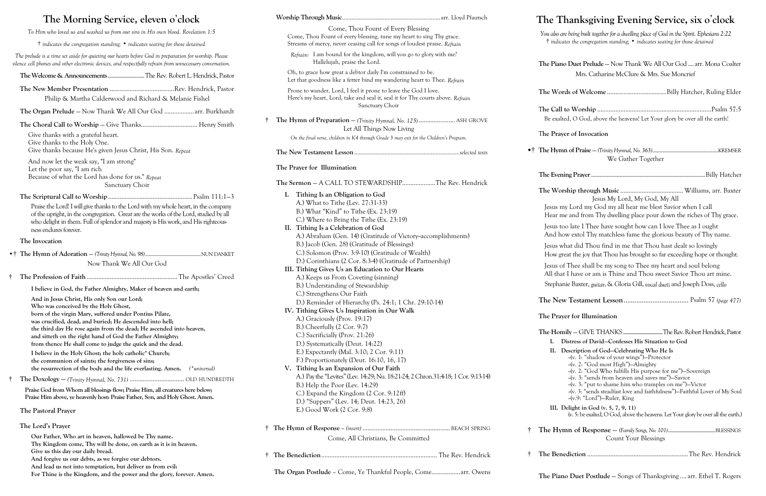# The Morning Service, eleven o'clock

*To Him who loved us and washed us from our sins in His own blood. Revelation 1:5*

*† indicates the congregation standing; • indicates seating for those detained*

*The prelude is a time set aside for quieting our hearts before God in preparation for worship. Please silence cell phones and other electronic devices, and respectfully refrain from unnecessary conversation.*

**The Welcome & Announcements** ........................ The Rev. Robert L. Hendrick, Pastor

**The New Member Presentation** ........................ Rev. Hendrick, Pastor
Philip & Martha Calderwood and Richard & Melanie Fishel

**The Organ Prelude** — Now Thank We All Our God .................. arr. Burkhardt

**The Choral Call to Worship** — Give Thanks.................................. Henry Smith

Give thanks with a grateful heart.
Give thanks to the Holy One.
Give thanks because He's given Jesus Christ, His Son. *Repeat*

And now let the weak say, "I am strong"
Let the poor say, "I am rich
Because of what the Lord has done for us." *Repeat*

Sanctuary Choir

**The Scriptural Call to Worship** ........................ Psalm 111:1–3

Praise the Lord! I will give thanks to the Lord with my whole heart, in the company of the upright, in the congregation. Great are the works of the Lord, studied by all who delight in them. Full of splendor and majesty is His work, and His righteousness endures forever.

**The Invocation**

•† **The Hymn of Adoration** — *(Trinity Hymnal, No. 98)* ........................ NUN DANKET
Now Thank We All Our God

† **The Profession of Faith** ........................ The Apostles' Creed

**I believe in God, the Father Almighty, Maker of heaven and earth;**

**And in Jesus Christ, His only Son our Lord;**
**Who was conceived by the Holy Ghost,**
**born of the virgin Mary, suffered under Pontius Pilate,**
**was crucified, dead, and buried; He descended into hell;**
**the third day He rose again from the dead; He ascended into heaven,**
**and sitteth on the right hand of God the Father Almighty;**
**from thence He shall come to judge the quick and the dead.**

**I believe in the Holy Ghost; the holy catholic* Church;**
**the communion of saints; the forgiveness of sins;**
**the resurrection of the body and the life everlasting. Amen.** *(*universal)*

† **The Doxology** — *(Trinity Hymnal, No. 731)* ........................ OLD HUNDREDTH

**Praise God from Whom all blessings flow; Praise Him, all creatures here below;**
**Praise Him above, ye heavenly host: Praise Father, Son, and Holy Ghost. Amen.**

**The Pastoral Prayer**

**The Lord's Prayer**

**Our Father, Who art in heaven, hallowed be Thy name.**
**Thy Kingdom come, Thy will be done, on earth as it is in heaven.**
**Give us this day our daily bread.**
**And forgive us our debts, as we forgive our debtors.**
**And lead us not into temptation, but deliver us from evil:**
**For Thine is the Kingdom, and the power and the glory, forever. Amen.**

**Worship Through Music** ........................ arr. Lloyd Pfautsch

Come, Thou Fount of Every Blessing

Come, Thou Fount of every blessing, tune my heart to sing Thy grace.
Streams of mercy, never ceasing call for songs of loudest praise. *Refrain*

*Refrain:* I am bound for the kingdom, will you go to glory with me?
Hallelujah, praise the Lord.

Oh, to grace how great a debtor daily I'm constrained to be.
Let that goodness like a fetter bind my wandering heart to Thee. *Refrain*

Prone to wander, Lord, I feel it prone to leave the God I love.
Here's my heart, Lord, take and seal it, seal it for Thy courts above. *Refrain*

Sanctuary Choir

† **The Hymn of Preparation** — *(Trinity Hymnal, No. 125)* ........................ ASH GROVE
Let All Things Now Living

*On the final verse, children in K4 through Grade 3 may exit for the Children's Program.*

**The New Testament Lesson** ........................ *selected texts*

**The Prayer for Illumination**

**The Sermon** — A CALL TO STEWARDSHIP.................... The Rev. Hendrick

I. **Tithing Is an Obligation to God**
   A.) What to Tithe (Lev. 27:31-33)
   B.) What "Kind" to Tithe (Ex. 23:19)
   C.) Where to Bring the Tithe (Ex. 23:19)
II. **Tithing Is a Celebration of God**
   A.) Abraham (Gen. 14) (Gratitude of Victory–accomplishments)
   B.) Jacob (Gen. 28) (Gratitude of Blessings)
   C.) Solomon (Prov. 3:9-10) (Gratitude of Wealth)
   D.) Corinthians (2 Cor. 8:3-4) (Gratitude of Partnership)
III. **Tithing Gives Us an Education to Our Hearts**
   A.) Keeps us From Coveting (sinning)
   B.) Understanding of Stewardship
   C.) Strengthens Our Faith
   D.) Reminder of Hierarchy (Ps. 24:1; 1 Chr. 29:10-14)
IV. **Tithing Gives Us Inspiration in Our Walk**
   A.) Graciously (Prov. 19:17)
   B.) Cheerfully (2 Cor. 9:7)
   C.) Sacrificially (Prov. 21:26)
   D.) Systematically (Deut. 14:22)
   E.) Expectantly (Mal. 3:10; 2 Cor. 9:11)
   F.) Proportionately (Deut. 16:10, 16, 17)
V. **Tithing Is an Expansion of Our Faith**
   A.) Pay the "Levites" (Lev. 14:29; Nu. 18:21-24; 2 Chron.31:4-18; 1 Cor. 9:13-14)
   B.) Help the Poor (Lev. 14:29)
   C.) Expand the Kingdom (2 Cor. 9:12ff)
   D.) "Suppers" (Lev. 14; Deut. 14:23, 26)
   E.) Good Work (2 Cor. 9:8)

† **The Hymn of Response** – *(insert)* ........................ BEACH SPRING
Come, All Christians, Be Committed

† **The Benediction** ........................ The Rev. Hendrick

**The Organ Postlude** – Come, Ye Thankful People, Come................. arr. Owens

# The Thanksgiving Evening Service, six o'clock

*You also are being built together for a dwelling place of God in the Spirit. Ephesians 2:22*
*† indicates the congregation standing; • indicates seating for those detained*

**The Piano Duet Prelude** — Now Thank We All Our God .... arr. Mona Coalter
Mrs. Catharine McClure & Mrs. Sue Moncrief

**The Words of Welcome** ........................ Billy Hatcher, Ruling Elder

**The Call to Worship** ........................ Psalm 57:5
Be exalted, O God, above the heavens! Let Your glory be over all the earth!

**The Prayer of Invocation**

•† **The Hymn of Praise** — *(Trinity Hymnal, No. 363)* ........................ KREMSER
We Gather Together

**The Evening Prayer** ........................ Billy Hatcher

**The Worship through Music** ........................ Williams, arr. Baxter
Jesus My Lord, My God, My All

Jesus my Lord my God my all hear me blest Savior when I call
Hear me and from Thy dwelling place pour down the riches of Thy grace.

Jesus too late I Thee have sought how can I love Thee as I ought
And how extol Thy matchless fame the glorious beauty of Thy name.

Jesus what did Thou find in me that Thou hast dealt so lovingly
How great the joy that Thou has brought so far exceeding hope or thought.

Jesus of Thee shall be my song to Thee my heart and soul belong
All that I have or am is Thine and Thou sweet Savior Thou art mine.

Stephanie Baxter, *guitar*, & Gloria Gill, *vocal duet*; and Joseph Doss, *cello*

**The New Testament Lesson** ........................ Psalm 57 *(page 477)*

**The Prayer for Illumination**

**The Homily** — GIVE THANKS........................ The Rev. Robert Hendrick, Pastor

I. **Distress of David—Confesses His Situation to God**
II. **Description of God—Celebrating Who He Is**
   –(v. 1: "shadow of your wings")—Protector
   –(v. 2: "God most High")—Almighty
   –(v. 2: "God Who fulfills His purpose for me")—Sovereign
   –(v. 3: "sends from heaven and saves me")—Savior
   –(v. 3: "put to shame him who tramples on me")—Victor
   –(v. 3: "sends steadfast love and faithfulness")—Faithful Lover of My Soul
   –(v.9: "Lord")—Ruler, King
III. **Delight in God (v. 5, 7, 9, 11)**
   (v. 5: be exalted, O God, above the heavens. Let Your glory be over all the earth.)

† **The Hymn of Response** — *(Family Songs, No. 101)* ........................ BLESSINGS
Count Your Blessings

† **The Benediction** ........................ The Rev. Hendrick

**The Piano Duet Postlude** — Songs of Thanksgiving .... arr. Ethel T. Rogers